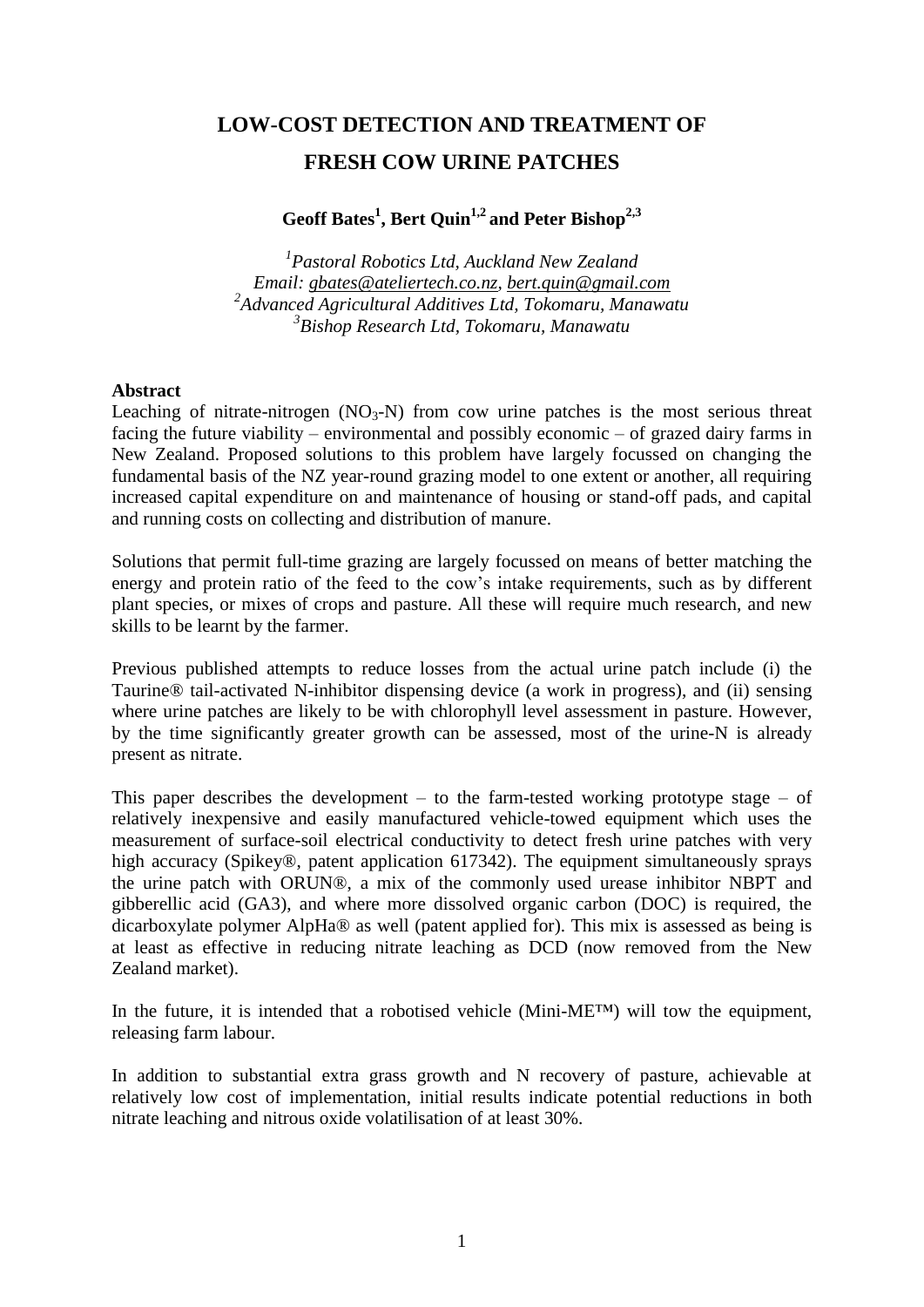# LOW-COST DETECTION AND TREATMENT OF FRESH COW URINE PATCHES

**Geoff Bates[1], Bert Quin[1,2] and Peter Bishop[2,3]**

*[1]Pastoral Robotics Ltd, Auckland New Zealand*
*Email: gbates@ateliertech.co.nz, bert.quin@gmail.com*
*[2]Advanced Agricultural Additives Ltd, Tokomaru, Manawatu*
*[3]Bishop Research Ltd, Tokomaru, Manawatu*

**Abstract**

Leaching of nitrate-nitrogen ($NO_3$-N) from cow urine patches is the most serious threat facing the future viability – environmental and possibly economic – of grazed dairy farms in New Zealand. Proposed solutions to this problem have largely focussed on changing the fundamental basis of the NZ year-round grazing model to one extent or another, all requiring increased capital expenditure on and maintenance of housing or stand-off pads, and capital and running costs on collecting and distribution of manure.

Solutions that permit full-time grazing are largely focussed on means of better matching the energy and protein ratio of the feed to the cow's intake requirements, such as by different plant species, or mixes of crops and pasture. All these will require much research, and new skills to be learnt by the farmer.

Previous published attempts to reduce losses from the actual urine patch include (i) the Taurine® tail-activated N-inhibitor dispensing device (a work in progress), and (ii) sensing where urine patches are likely to be with chlorophyll level assessment in pasture. However, by the time significantly greater growth can be assessed, most of the urine-N is already present as nitrate.

This paper describes the development – to the farm-tested working prototype stage – of relatively inexpensive and easily manufactured vehicle-towed equipment which uses the measurement of surface-soil electrical conductivity to detect fresh urine patches with very high accuracy (Spikey®, patent application 617342). The equipment simultaneously sprays the urine patch with ORUN®, a mix of the commonly used urease inhibitor NBPT and gibberellic acid (GA3), and where more dissolved organic carbon (DOC) is required, the dicarboxylate polymer AlpHa® as well (patent applied for). This mix is assessed as being is at least as effective in reducing nitrate leaching as DCD (now removed from the New Zealand market).

In the future, it is intended that a robotised vehicle (Mini-ME™) will tow the equipment, releasing farm labour.

In addition to substantial extra grass growth and N recovery of pasture, achievable at relatively low cost of implementation, initial results indicate potential reductions in both nitrate leaching and nitrous oxide volatilisation of at least 30%.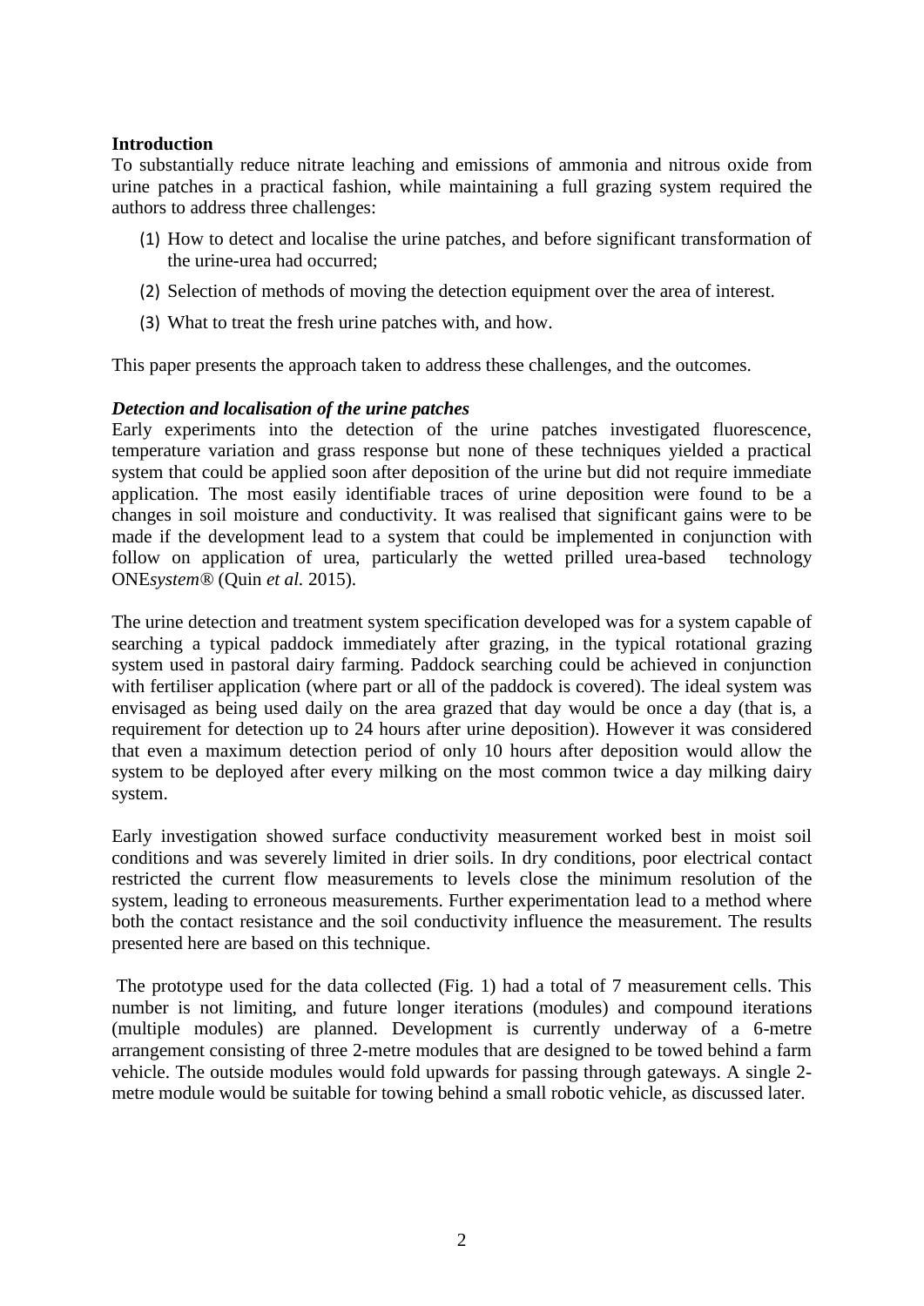**Introduction**

To substantially reduce nitrate leaching and emissions of ammonia and nitrous oxide from urine patches in a practical fashion, while maintaining a full grazing system required the authors to address three challenges:

(1) How to detect and localise the urine patches, and before significant transformation of the urine-urea had occurred;

(2) Selection of methods of moving the detection equipment over the area of interest.

(3) What to treat the fresh urine patches with, and how.

This paper presents the approach taken to address these challenges, and the outcomes.

***Detection and localisation of the urine patches***

Early experiments into the detection of the urine patches investigated fluorescence, temperature variation and grass response but none of these techniques yielded a practical system that could be applied soon after deposition of the urine but did not require immediate application. The most easily identifiable traces of urine deposition were found to be a changes in soil moisture and conductivity. It was realised that significant gains were to be made if the development lead to a system that could be implemented in conjunction with follow on application of urea, particularly the wetted prilled urea-based technology ONE*system*® (Quin *et al.* 2015).

The urine detection and treatment system specification developed was for a system capable of searching a typical paddock immediately after grazing, in the typical rotational grazing system used in pastoral dairy farming. Paddock searching could be achieved in conjunction with fertiliser application (where part or all of the paddock is covered). The ideal system was envisaged as being used daily on the area grazed that day would be once a day (that is, a requirement for detection up to 24 hours after urine deposition). However it was considered that even a maximum detection period of only 10 hours after deposition would allow the system to be deployed after every milking on the most common twice a day milking dairy system.

Early investigation showed surface conductivity measurement worked best in moist soil conditions and was severely limited in drier soils. In dry conditions, poor electrical contact restricted the current flow measurements to levels close the minimum resolution of the system, leading to erroneous measurements. Further experimentation lead to a method where both the contact resistance and the soil conductivity influence the measurement. The results presented here are based on this technique.

The prototype used for the data collected (Fig. 1) had a total of 7 measurement cells. This number is not limiting, and future longer iterations (modules) and compound iterations (multiple modules) are planned. Development is currently underway of a 6-metre arrangement consisting of three 2-metre modules that are designed to be towed behind a farm vehicle. The outside modules would fold upwards for passing through gateways. A single 2-metre module would be suitable for towing behind a small robotic vehicle, as discussed later.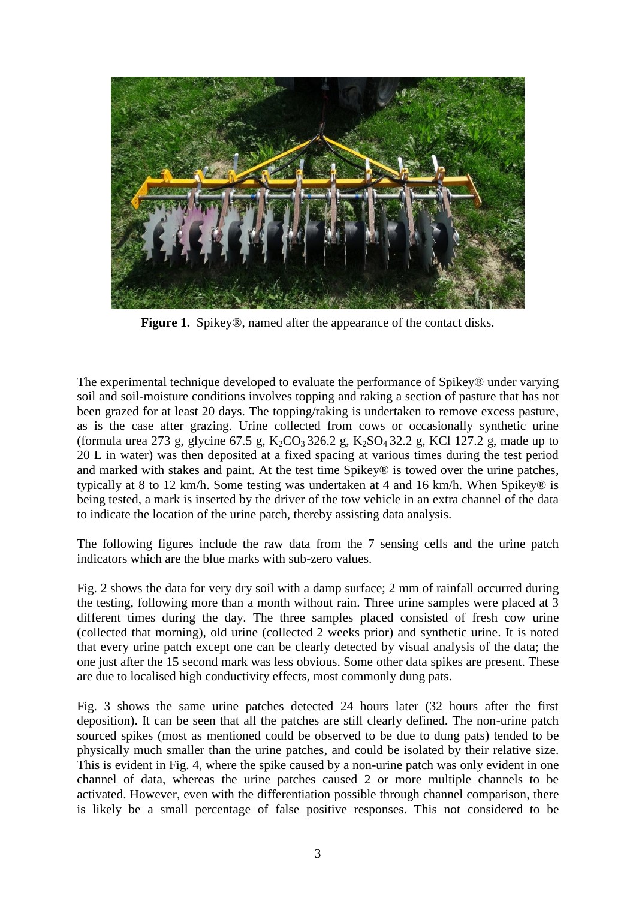**Figure 1.** Spikey®, named after the appearance of the contact disks.

The experimental technique developed to evaluate the performance of Spikey® under varying soil and soil-moisture conditions involves topping and raking a section of pasture that has not been grazed for at least 20 days. The topping/raking is undertaken to remove excess pasture, as is the case after grazing. Urine collected from cows or occasionally synthetic urine (formula urea 273 g, glycine 67.5 g, $K_2CO_3$ 326.2 g, $K_2SO_4$ 32.2 g, KCl 127.2 g, made up to 20 L in water) was then deposited at a fixed spacing at various times during the test period and marked with stakes and paint. At the test time Spikey® is towed over the urine patches, typically at 8 to 12 km/h. Some testing was undertaken at 4 and 16 km/h. When Spikey® is being tested, a mark is inserted by the driver of the tow vehicle in an extra channel of the data to indicate the location of the urine patch, thereby assisting data analysis.

The following figures include the raw data from the 7 sensing cells and the urine patch indicators which are the blue marks with sub-zero values.

Fig. 2 shows the data for very dry soil with a damp surface; 2 mm of rainfall occurred during the testing, following more than a month without rain. Three urine samples were placed at 3 different times during the day. The three samples placed consisted of fresh cow urine (collected that morning), old urine (collected 2 weeks prior) and synthetic urine. It is noted that every urine patch except one can be clearly detected by visual analysis of the data; the one just after the 15 second mark was less obvious. Some other data spikes are present. These are due to localised high conductivity effects, most commonly dung pats.

Fig. 3 shows the same urine patches detected 24 hours later (32 hours after the first deposition). It can be seen that all the patches are still clearly defined. The non-urine patch sourced spikes (most as mentioned could be observed to be due to dung pats) tended to be physically much smaller than the urine patches, and could be isolated by their relative size. This is evident in Fig. 4, where the spike caused by a non-urine patch was only evident in one channel of data, whereas the urine patches caused 2 or more multiple channels to be activated. However, even with the differentiation possible through channel comparison, there is likely be a small percentage of false positive responses. This not considered to be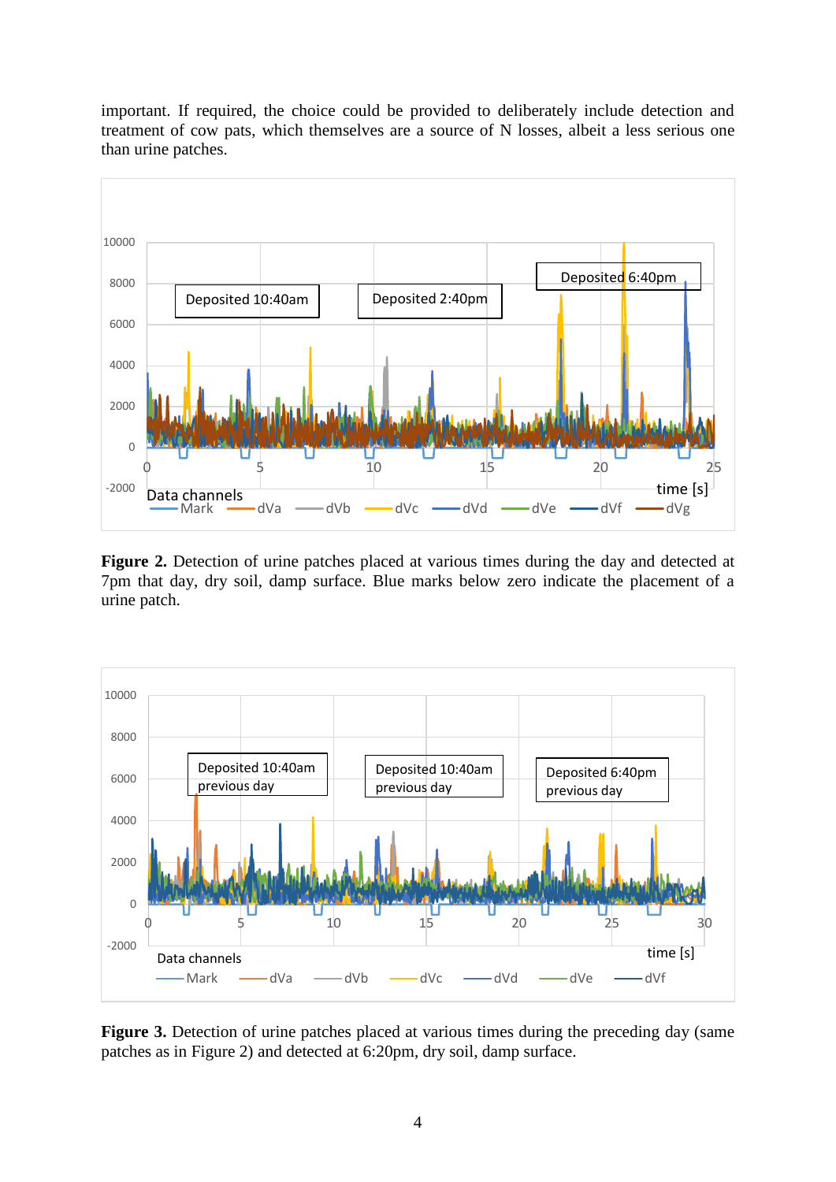important. If required, the choice could be provided to deliberately include detection and treatment of cow pats, which themselves are a source of N losses, albeit a less serious one than urine patches.

**Figure 2.** Detection of urine patches placed at various times during the day and detected at 7pm that day, dry soil, damp surface. Blue marks below zero indicate the placement of a urine patch.

**Figure 3.** Detection of urine patches placed at various times during the preceding day (same patches as in Figure 2) and detected at 6:20pm, dry soil, damp surface.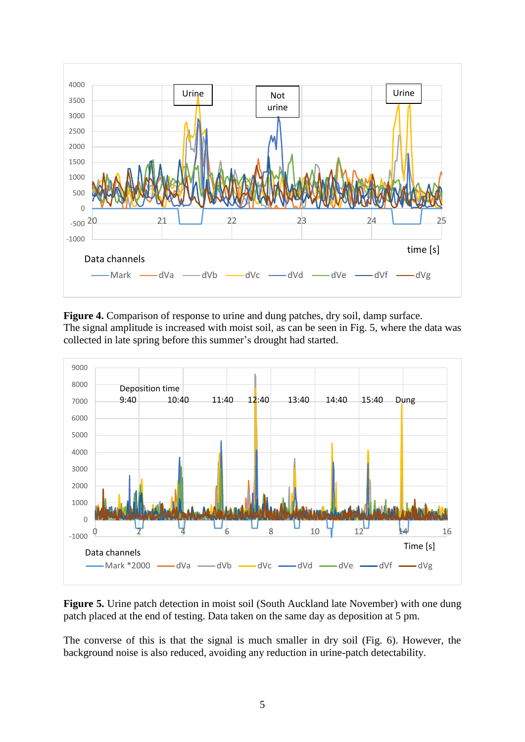**Figure 4.** Comparison of response to urine and dung patches, dry soil, damp surface.
The signal amplitude is increased with moist soil, as can be seen in Fig. 5, where the data was collected in late spring before this summer's drought had started.

**Figure 5.** Urine patch detection in moist soil (South Auckland late November) with one dung patch placed at the end of testing. Data taken on the same day as deposition at 5 pm.

The converse of this is that the signal is much smaller in dry soil (Fig. 6). However, the background noise is also reduced, avoiding any reduction in urine-patch detectability.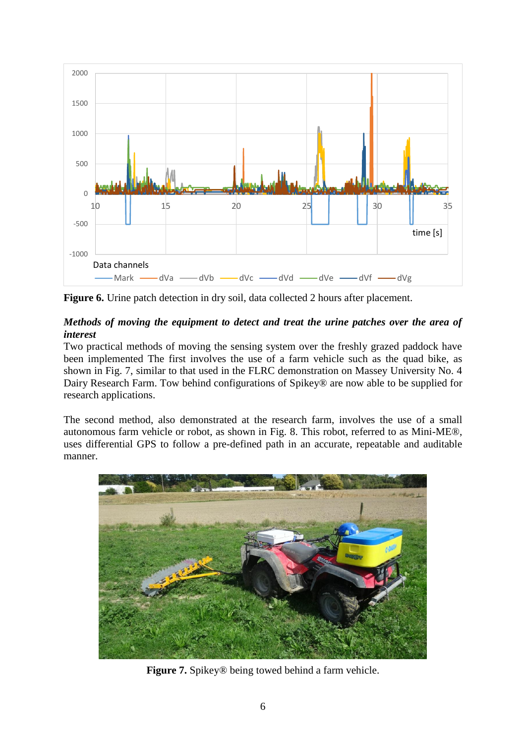**Figure 6.** Urine patch detection in dry soil, data collected 2 hours after placement.

***Methods of moving the equipment to detect and treat the urine patches over the area of interest***

Two practical methods of moving the sensing system over the freshly grazed paddock have been implemented The first involves the use of a farm vehicle such as the quad bike, as shown in Fig. 7, similar to that used in the FLRC demonstration on Massey University No. 4 Dairy Research Farm. Tow behind configurations of Spikey® are now able to be supplied for research applications.

The second method, also demonstrated at the research farm, involves the use of a small autonomous farm vehicle or robot, as shown in Fig. 8. This robot, referred to as Mini-ME®, uses differential GPS to follow a pre-defined path in an accurate, repeatable and auditable manner.

**Figure 7.** Spikey® being towed behind a farm vehicle.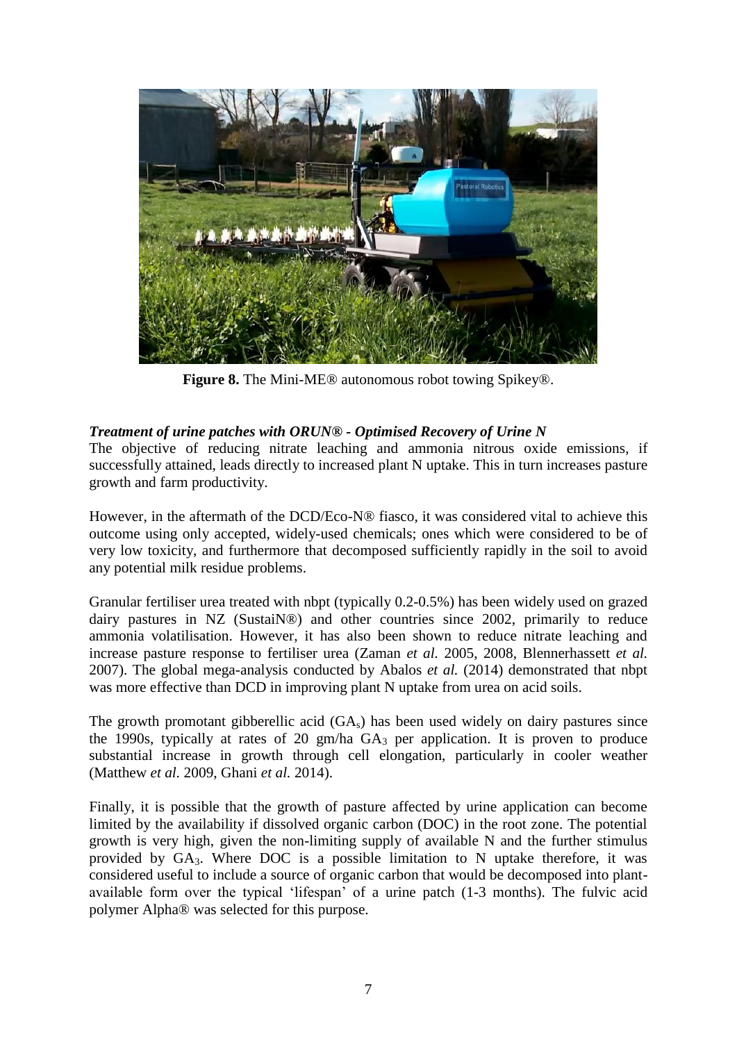**Figure 8.** The Mini-ME® autonomous robot towing Spikey®.

### *Treatment of urine patches with ORUN® - Optimised Recovery of Urine N*

The objective of reducing nitrate leaching and ammonia nitrous oxide emissions, if successfully attained, leads directly to increased plant N uptake. This in turn increases pasture growth and farm productivity.

However, in the aftermath of the DCD/Eco-N® fiasco, it was considered vital to achieve this outcome using only accepted, widely-used chemicals; ones which were considered to be of very low toxicity, and furthermore that decomposed sufficiently rapidly in the soil to avoid any potential milk residue problems.

Granular fertiliser urea treated with nbpt (typically 0.2-0.5%) has been widely used on grazed dairy pastures in NZ (SustaiN®) and other countries since 2002, primarily to reduce ammonia volatilisation. However, it has also been shown to reduce nitrate leaching and increase pasture response to fertiliser urea (Zaman *et al.* 2005, 2008, Blennerhassett *et al.* 2007). The global mega-analysis conducted by Abalos *et al.* (2014) demonstrated that nbpt was more effective than DCD in improving plant N uptake from urea on acid soils.

The growth promotant gibberellic acid ($GA_s$) has been used widely on dairy pastures since the 1990s, typically at rates of 20 gm/ha $GA_3$ per application. It is proven to produce substantial increase in growth through cell elongation, particularly in cooler weather (Matthew *et al.* 2009, Ghani *et al.* 2014).

Finally, it is possible that the growth of pasture affected by urine application can become limited by the availability if dissolved organic carbon (DOC) in the root zone. The potential growth is very high, given the non-limiting supply of available N and the further stimulus provided by $GA_3$. Where DOC is a possible limitation to N uptake therefore, it was considered useful to include a source of organic carbon that would be decomposed into plant-available form over the typical 'lifespan' of a urine patch (1-3 months). The fulvic acid polymer Alpha® was selected for this purpose.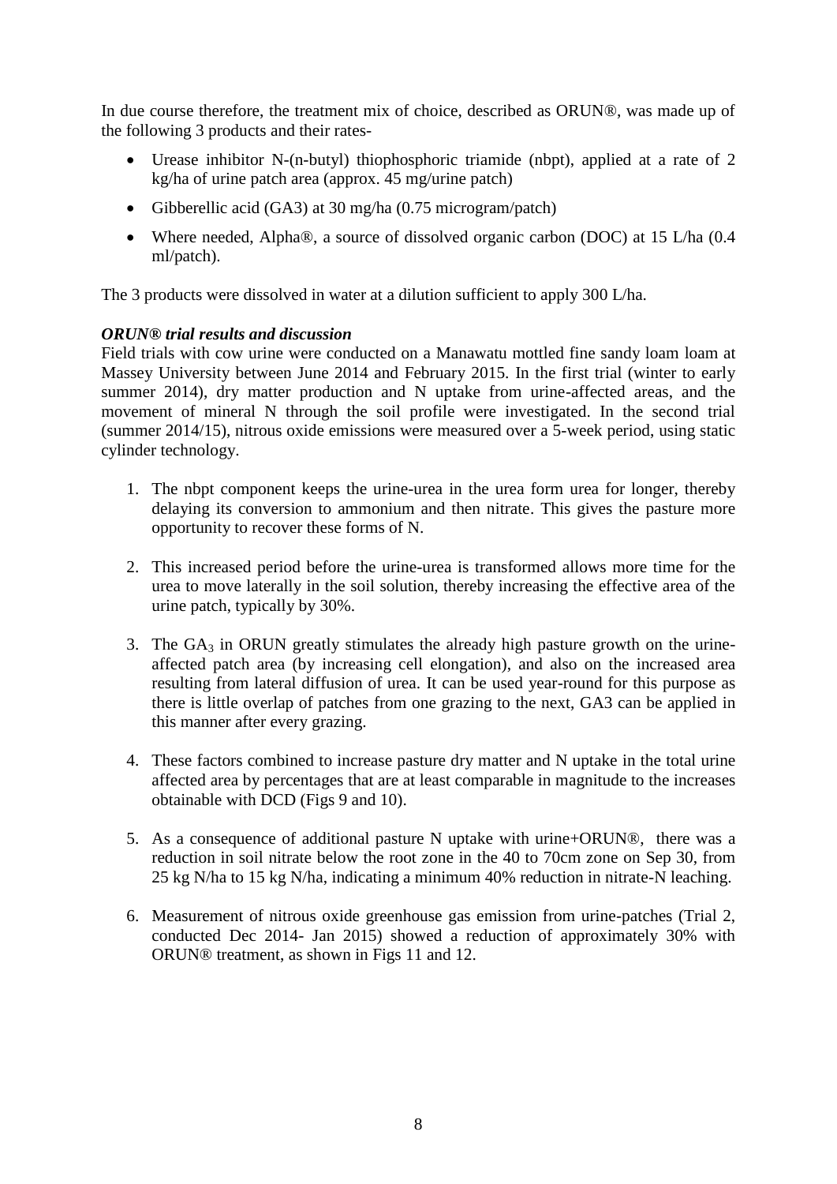In due course therefore, the treatment mix of choice, described as ORUN®, was made up of the following 3 products and their rates-

- Urease inhibitor N-(n-butyl) thiophosphoric triamide (nbpt), applied at a rate of 2 kg/ha of urine patch area (approx. 45 mg/urine patch)
- Gibberellic acid (GA3) at 30 mg/ha (0.75 microgram/patch)
- Where needed, Alpha®, a source of dissolved organic carbon (DOC) at 15 L/ha (0.4 ml/patch).

The 3 products were dissolved in water at a dilution sufficient to apply 300 L/ha.

***ORUN® trial results and discussion***

Field trials with cow urine were conducted on a Manawatu mottled fine sandy loam loam at Massey University between June 2014 and February 2015. In the first trial (winter to early summer 2014), dry matter production and N uptake from urine-affected areas, and the movement of mineral N through the soil profile were investigated. In the second trial (summer 2014/15), nitrous oxide emissions were measured over a 5-week period, using static cylinder technology.

1. The nbpt component keeps the urine-urea in the urea form urea for longer, thereby delaying its conversion to ammonium and then nitrate. This gives the pasture more opportunity to recover these forms of N.

2. This increased period before the urine-urea is transformed allows more time for the urea to move laterally in the soil solution, thereby increasing the effective area of the urine patch, typically by 30%.

3. The $GA_3$ in ORUN greatly stimulates the already high pasture growth on the urine-affected patch area (by increasing cell elongation), and also on the increased area resulting from lateral diffusion of urea. It can be used year-round for this purpose as there is little overlap of patches from one grazing to the next, GA3 can be applied in this manner after every grazing.

4. These factors combined to increase pasture dry matter and N uptake in the total urine affected area by percentages that are at least comparable in magnitude to the increases obtainable with DCD (Figs 9 and 10).

5. As a consequence of additional pasture N uptake with urine+ORUN®, there was a reduction in soil nitrate below the root zone in the 40 to 70cm zone on Sep 30, from 25 kg N/ha to 15 kg N/ha, indicating a minimum 40% reduction in nitrate-N leaching.

6. Measurement of nitrous oxide greenhouse gas emission from urine-patches (Trial 2, conducted Dec 2014- Jan 2015) showed a reduction of approximately 30% with ORUN® treatment, as shown in Figs 11 and 12.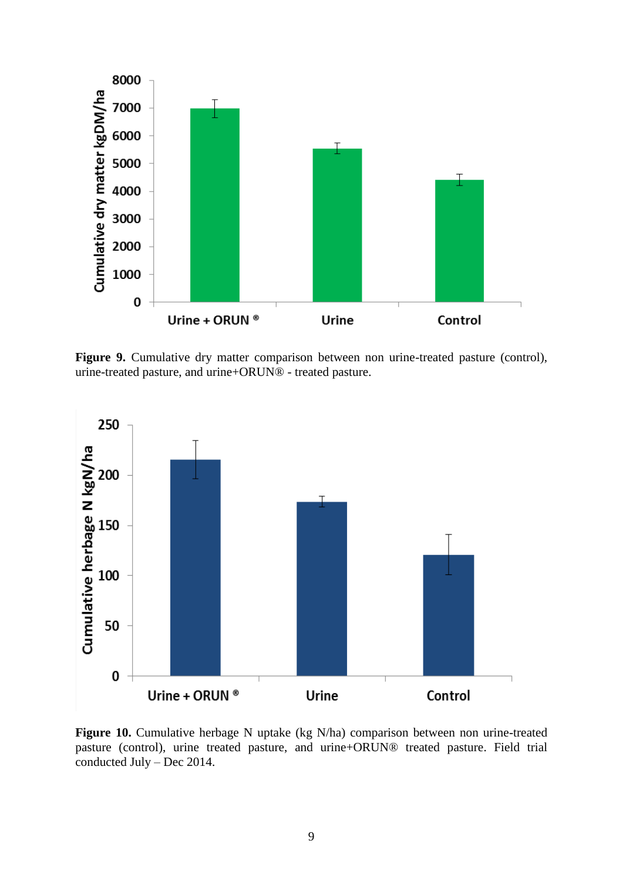**Figure 9.** Cumulative dry matter comparison between non urine-treated pasture (control), urine-treated pasture, and urine+ORUN® - treated pasture.

**Figure 10.** Cumulative herbage N uptake (kg N/ha) comparison between non urine-treated pasture (control), urine treated pasture, and urine+ORUN® treated pasture. Field trial conducted July – Dec 2014.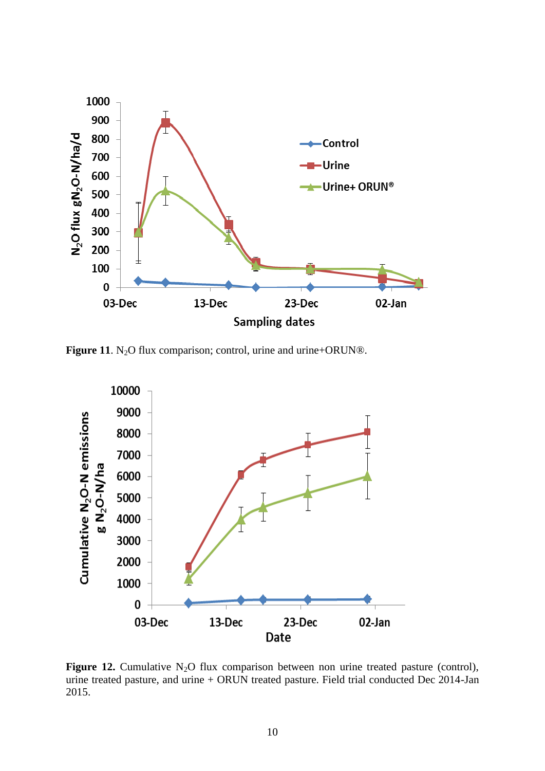**Figure 11**. $N_2O$ flux comparison; control, urine and urine+ORUN®.

**Figure 12.** Cumulative $N_2O$ flux comparison between non urine treated pasture (control), urine treated pasture, and urine + ORUN treated pasture. Field trial conducted Dec 2014-Jan 2015.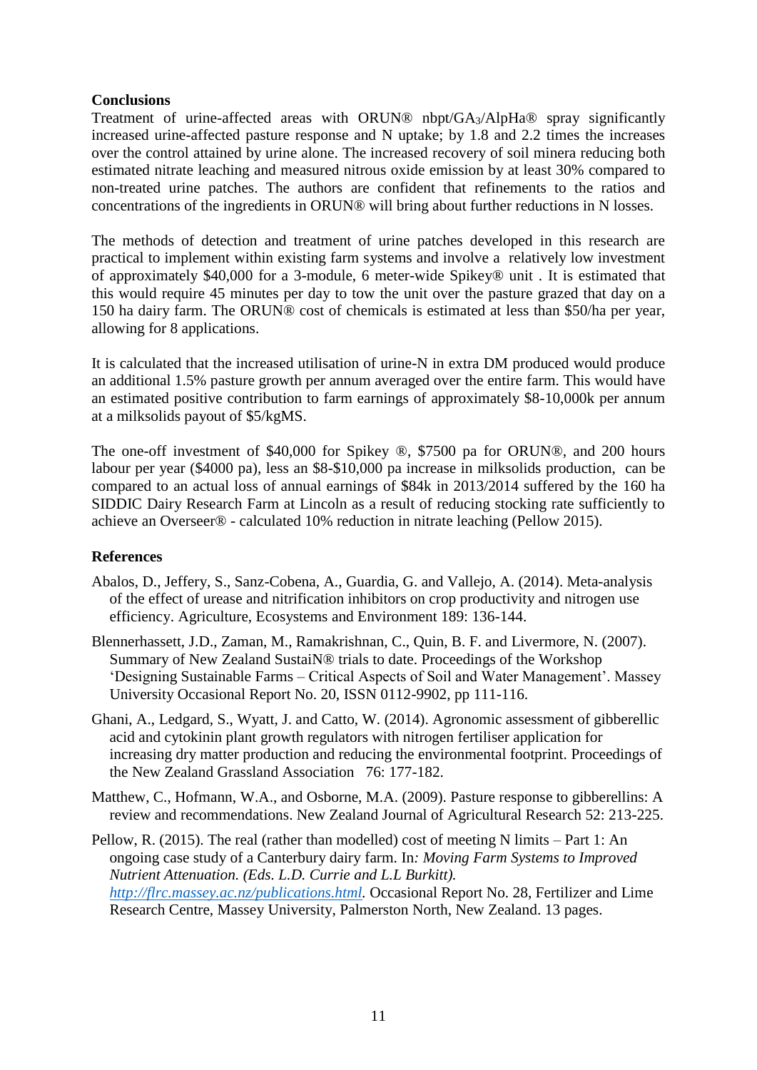## Conclusions

Treatment of urine-affected areas with ORUN® nbpt/$GA_3$/AlpHa® spray significantly increased urine-affected pasture response and N uptake; by 1.8 and 2.2 times the increases over the control attained by urine alone. The increased recovery of soil minera reducing both estimated nitrate leaching and measured nitrous oxide emission by at least 30% compared to non-treated urine patches. The authors are confident that refinements to the ratios and concentrations of the ingredients in ORUN® will bring about further reductions in N losses.

The methods of detection and treatment of urine patches developed in this research are practical to implement within existing farm systems and involve a relatively low investment of approximately $40,000 for a 3-module, 6 meter-wide Spikey® unit . It is estimated that this would require 45 minutes per day to tow the unit over the pasture grazed that day on a 150 ha dairy farm. The ORUN® cost of chemicals is estimated at less than $50/ha per year, allowing for 8 applications.

It is calculated that the increased utilisation of urine-N in extra DM produced would produce an additional 1.5% pasture growth per annum averaged over the entire farm. This would have an estimated positive contribution to farm earnings of approximately $8-10,000k per annum at a milksolids payout of $5/kgMS.

The one-off investment of $40,000 for Spikey ®, $7500 pa for ORUN®, and 200 hours labour per year ($4000 pa), less an $8-$10,000 pa increase in milksolids production, can be compared to an actual loss of annual earnings of $84k in 2013/2014 suffered by the 160 ha SIDDIC Dairy Research Farm at Lincoln as a result of reducing stocking rate sufficiently to achieve an Overseer® - calculated 10% reduction in nitrate leaching (Pellow 2015).

## References

Abalos, D., Jeffery, S., Sanz-Cobena, A., Guardia, G. and Vallejo, A. (2014). Meta-analysis of the effect of urease and nitrification inhibitors on crop productivity and nitrogen use efficiency. Agriculture, Ecosystems and Environment 189: 136-144.

Blennerhassett, J.D., Zaman, M., Ramakrishnan, C., Quin, B. F. and Livermore, N. (2007). Summary of New Zealand SustaiN® trials to date. Proceedings of the Workshop 'Designing Sustainable Farms – Critical Aspects of Soil and Water Management'. Massey University Occasional Report No. 20, ISSN 0112-9902, pp 111-116.

Ghani, A., Ledgard, S., Wyatt, J. and Catto, W. (2014). Agronomic assessment of gibberellic acid and cytokinin plant growth regulators with nitrogen fertiliser application for increasing dry matter production and reducing the environmental footprint. Proceedings of the New Zealand Grassland Association 76: 177-182.

Matthew, C., Hofmann, W.A., and Osborne, M.A. (2009). Pasture response to gibberellins: A review and recommendations. New Zealand Journal of Agricultural Research 52: 213-225.

Pellow, R. (2015). The real (rather than modelled) cost of meeting N limits – Part 1: An ongoing case study of a Canterbury dairy farm. In*: Moving Farm Systems to Improved Nutrient Attenuation. (Eds. L.D. Currie and L.L Burkitt).* *http://flrc.massey.ac.nz/publications.html.* Occasional Report No. 28, Fertilizer and Lime Research Centre, Massey University, Palmerston North, New Zealand. 13 pages.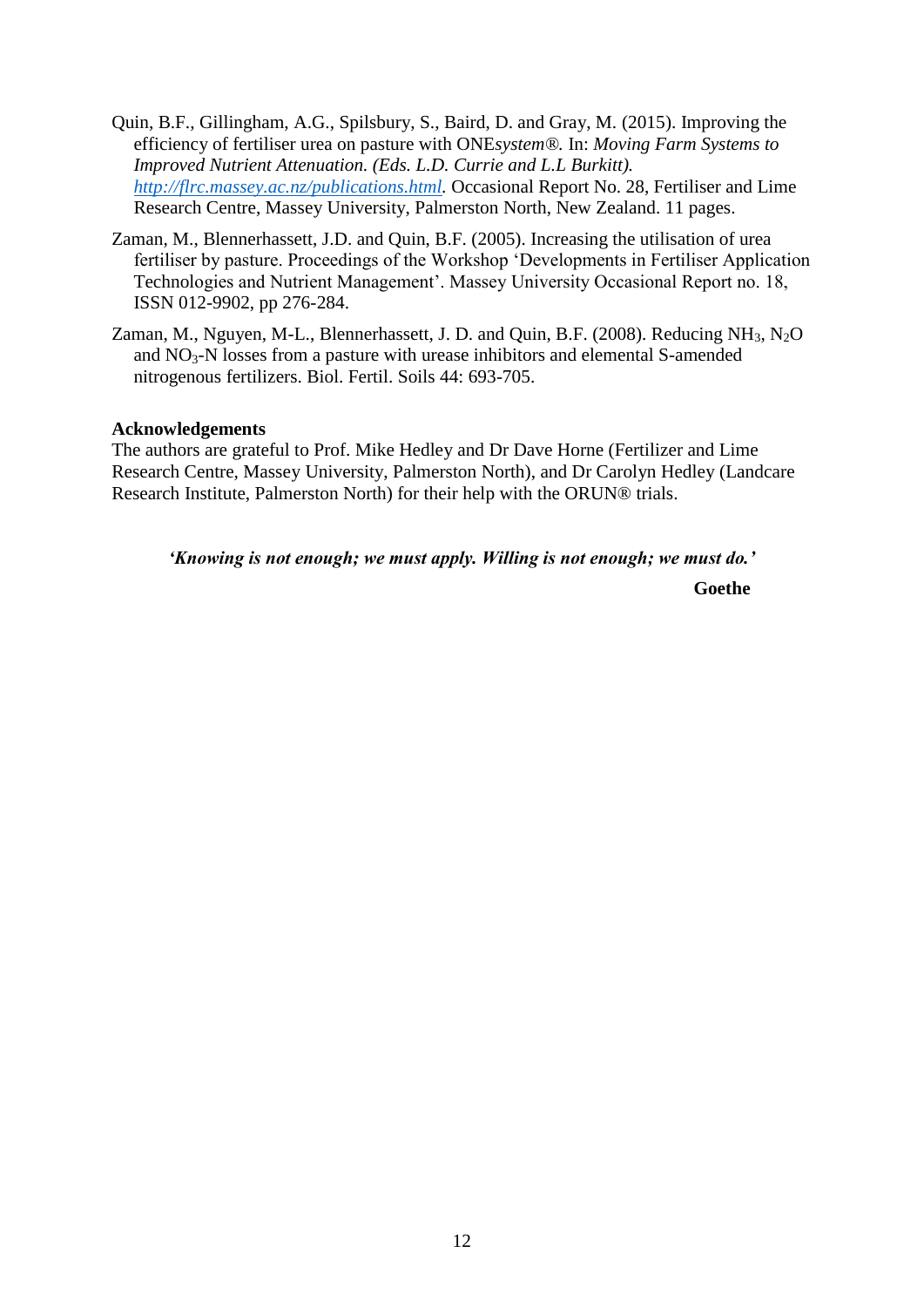Quin, B.F., Gillingham, A.G., Spilsbury, S., Baird, D. and Gray, M. (2015). Improving the efficiency of fertiliser urea on pasture with ONE*system®*. In: *Moving Farm Systems to Improved Nutrient Attenuation. (Eds. L.D. Currie and L.L Burkitt).* *http://flrc.massey.ac.nz/publications.html.* Occasional Report No. 28, Fertiliser and Lime Research Centre, Massey University, Palmerston North, New Zealand. 11 pages.

Zaman, M., Blennerhassett, J.D. and Quin, B.F. (2005). Increasing the utilisation of urea fertiliser by pasture. Proceedings of the Workshop 'Developments in Fertiliser Application Technologies and Nutrient Management'. Massey University Occasional Report no. 18, ISSN 012-9902, pp 276-284.

Zaman, M., Nguyen, M-L., Blennerhassett, J. D. and Quin, B.F. (2008). Reducing $NH_3$, $N_2O$ and $NO_3$-N losses from a pasture with urease inhibitors and elemental S-amended nitrogenous fertilizers. Biol. Fertil. Soils 44: 693-705.

**Acknowledgements**

The authors are grateful to Prof. Mike Hedley and Dr Dave Horne (Fertilizer and Lime Research Centre, Massey University, Palmerston North), and Dr Carolyn Hedley (Landcare Research Institute, Palmerston North) for their help with the ORUN® trials.

***'Knowing is not enough; we must apply. Willing is not enough; we must do.'***

**Goethe**